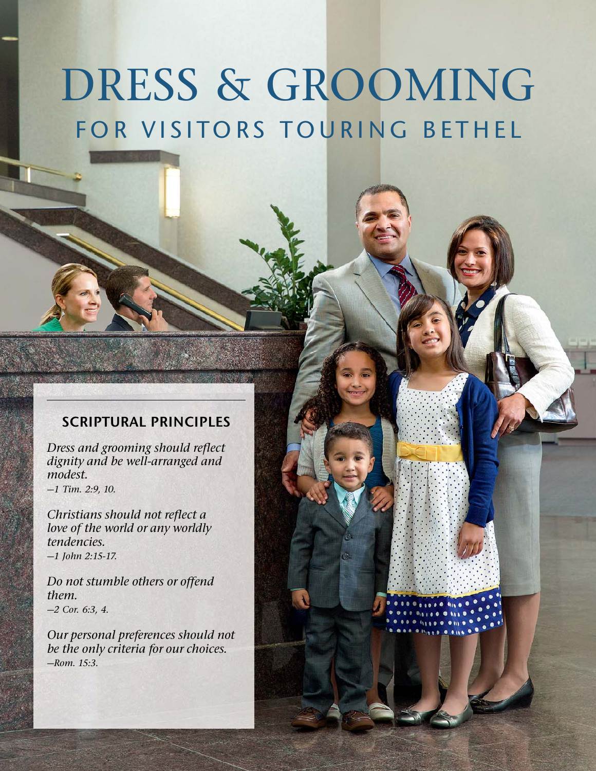# DRESS & GROOMING

## FOR VISITORS TOURING BETHEL

### SCRIPTURAL PRINCIPLES

*Dress and grooming should reflect dignity and be well-arranged and modest.*
*—1 Tim. 2:9, 10.*

*Christians should not reflect a love of the world or any worldly tendencies.*
*—1 John 2:15-17.*

*Do not stumble others or offend them.*
*—2 Cor. 6:3, 4.*

*Our personal preferences should not be the only criteria for our choices.*
*—Rom. 15:3.*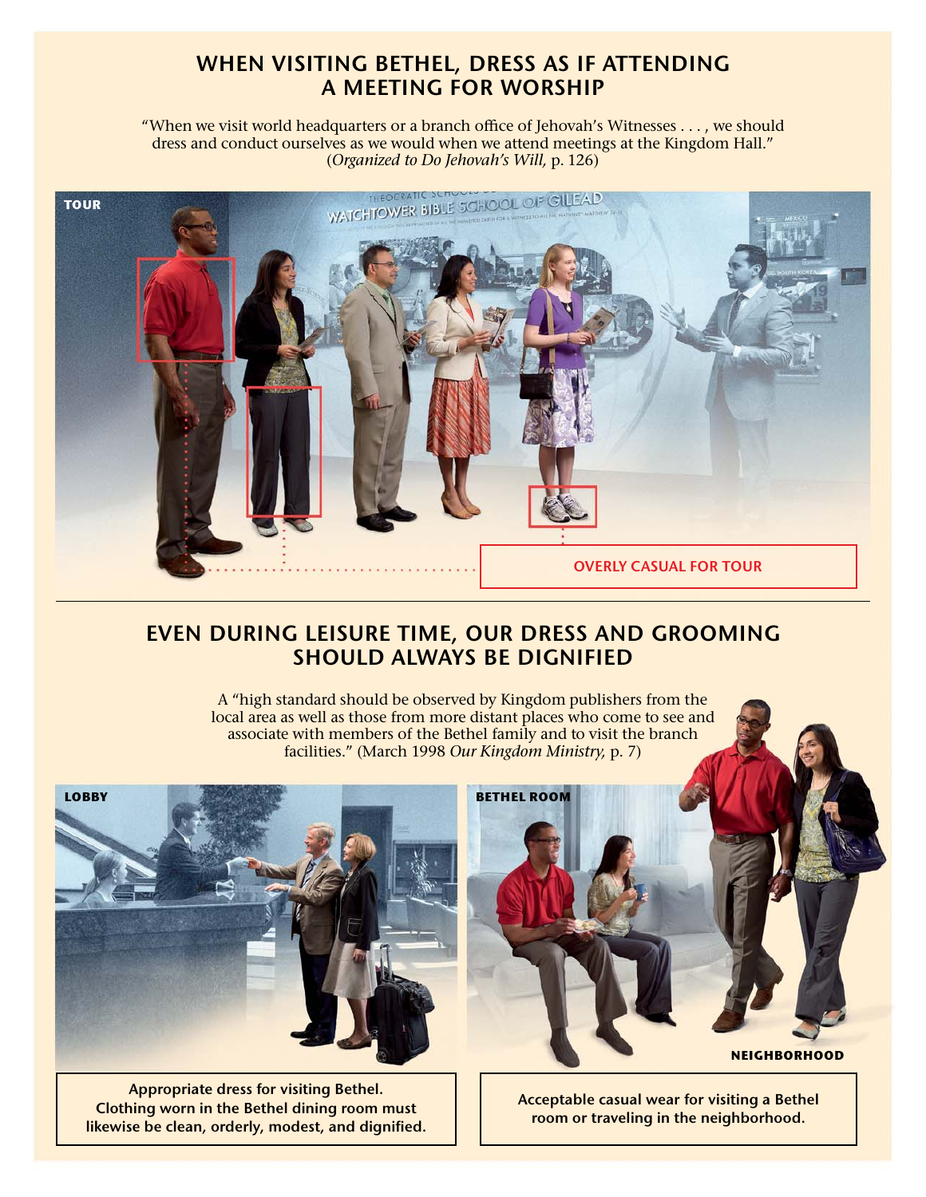## WHEN VISITING BETHEL, DRESS AS IF ATTENDING A MEETING FOR WORSHIP

"When we visit world headquarters or a branch office of Jehovah's Witnesses . . . , we should dress and conduct ourselves as we would when we attend meetings at the Kingdom Hall." (*Organized to Do Jehovah's Will,* p. 126)

**TOUR**

OVERLY CASUAL FOR TOUR

## EVEN DURING LEISURE TIME, OUR DRESS AND GROOMING SHOULD ALWAYS BE DIGNIFIED

A "high standard should be observed by Kingdom publishers from the local area as well as those from more distant places who come to see and associate with members of the Bethel family and to visit the branch facilities." (March 1998 *Our Kingdom Ministry,* p. 7)

**LOBBY**

**Appropriate dress for visiting Bethel. Clothing worn in the Bethel dining room must likewise be clean, orderly, modest, and dignified.**

**BETHEL ROOM**

**NEIGHBORHOOD**

**Acceptable casual wear for visiting a Bethel room or traveling in the neighborhood.**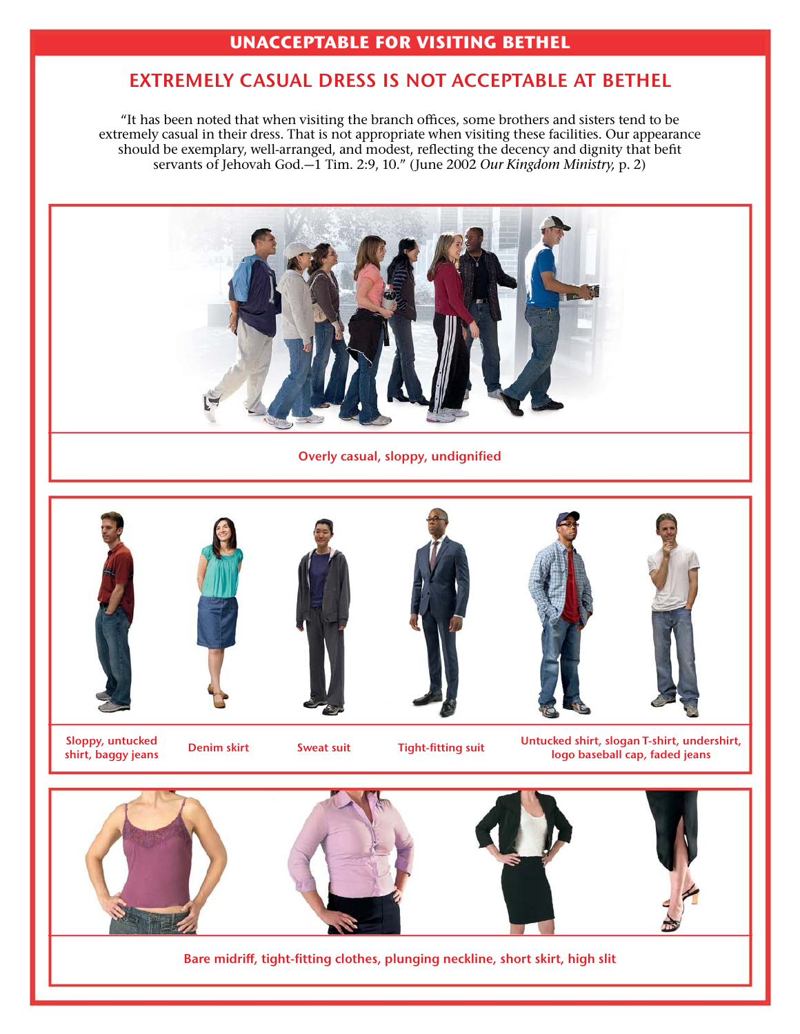## UNACCEPTABLE FOR VISITING BETHEL

### EXTREMELY CASUAL DRESS IS NOT ACCEPTABLE AT BETHEL

"It has been noted that when visiting the branch offices, some brothers and sisters tend to be extremely casual in their dress. That is not appropriate when visiting these facilities. Our appearance should be exemplary, well-arranged, and modest, reflecting the decency and dignity that befit servants of Jehovah God.—1 Tim. 2:9, 10." (June 2002 *Our Kingdom Ministry,* p. 2)

**Overly casual, sloppy, undignified**

**Sloppy, untucked shirt, baggy jeans**

**Denim skirt**

**Sweat suit**

**Tight-fitting suit**

**Untucked shirt, slogan T-shirt, undershirt, logo baseball cap, faded jeans**

**Bare midriff, tight-fitting clothes, plunging neckline, short skirt, high slit**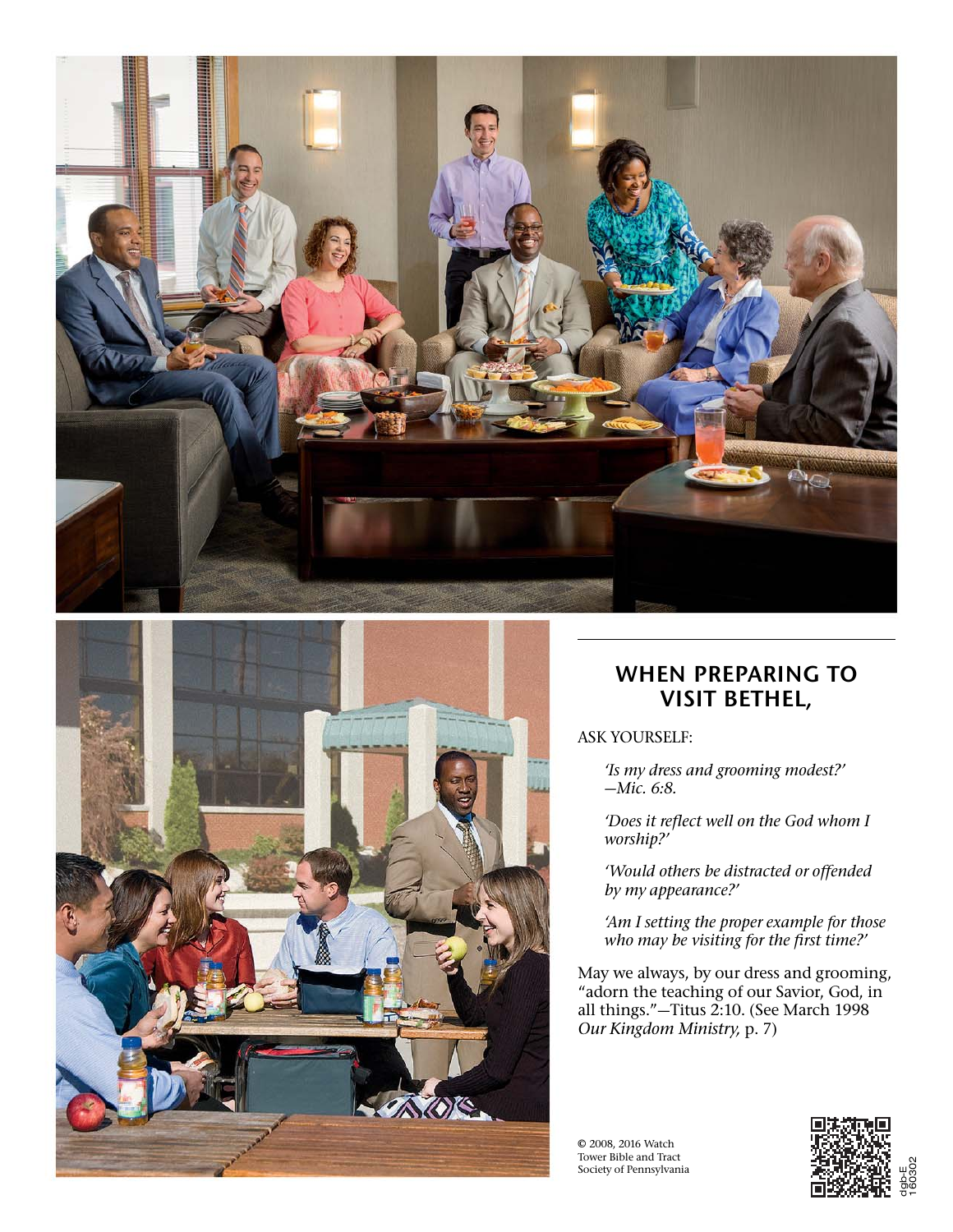## WHEN PREPARING TO VISIT BETHEL,

ASK YOURSELF:

*'Is my dress and grooming modest?' —Mic. 6:8.*

*'Does it reflect well on the God whom I worship?'*

*'Would others be distracted or offended by my appearance?'*

*'Am I setting the proper example for those who may be visiting for the first time?'*

May we always, by our dress and grooming, "adorn the teaching of our Savior, God, in all things."—Titus 2:10. (See March 1998 *Our Kingdom Ministry,* p. 7)

© 2008, 2016 Watch Tower Bible and Tract Society of Pennsylvania

dgb-E 160302